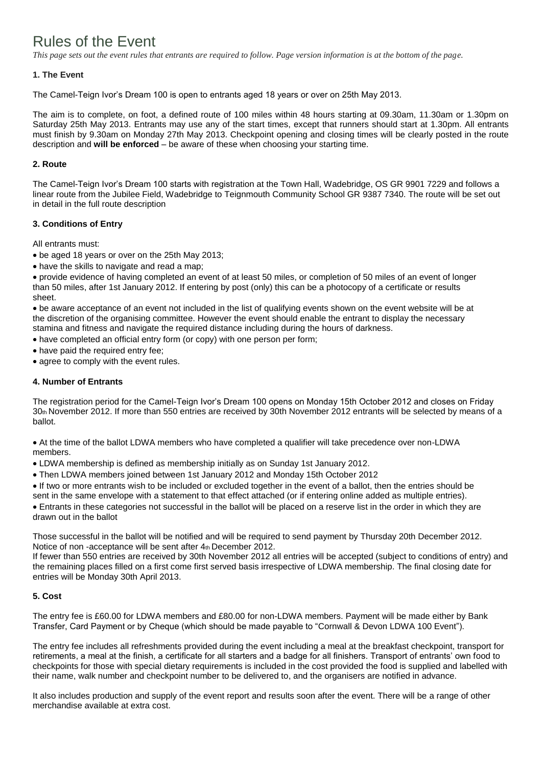# Rules of the Event

*This page sets out the event rules that entrants are required to follow. Page version information is at the bottom of the page.*

### 1. The Event

The Camel-Teign Ivor's Dream 100 is open to entrants aged 18 years or over on 25th May 2013.

The aim is to complete, on foot, a defined route of 100 miles within 48 hours starting at 09.30am, 11.30am or 1.30pm on Saturday 25th May 2013. Entrants may use any of the start times, except that runners should start at 1.30pm. All entrants must finish by 9.30am on Monday 27th May 2013. Checkpoint opening and closing times will be clearly posted in the route description and **will be enforced** – be aware of these when choosing your starting time.

### 2. Route

The Camel-Teign Ivor's Dream 100 starts with registration at the Town Hall, Wadebridge, OS GR 9901 7229 and follows a linear route from the Jubilee Field, Wadebridge to Teignmouth Community School GR 9387 7340. The route will be set out in detail in the full route description

### 3. Conditions of Entry

All entrants must:

- be aged 18 years or over on the 25th May 2013;
- have the skills to navigate and read a map;
- provide evidence of having completed an event of at least 50 miles, or completion of 50 miles of an event of longer than 50 miles, after 1st January 2012. If entering by post (only) this can be a photocopy of a certificate or results sheet.
- be aware acceptance of an event not included in the list of qualifying events shown on the event website will be at the discretion of the organising committee. However the event should enable the entrant to display the necessary stamina and fitness and navigate the required distance including during the hours of darkness.
- have completed an official entry form (or copy) with one person per form;
- have paid the required entry fee;
- agree to comply with the event rules.

### 4. Number of Entrants

The registration period for the Camel-Teign Ivor's Dream 100 opens on Monday 15th October 2012 and closes on Friday 30th November 2012. If more than 550 entries are received by 30th November 2012 entrants will be selected by means of a ballot.

- At the time of the ballot LDWA members who have completed a qualifier will take precedence over non-LDWA members.
- LDWA membership is defined as membership initially as on Sunday 1st January 2012.
- Then LDWA members joined between 1st January 2012 and Monday 15th October 2012
- If two or more entrants wish to be included or excluded together in the event of a ballot, then the entries should be sent in the same envelope with a statement to that effect attached (or if entering online added as multiple entries).
- Entrants in these categories not successful in the ballot will be placed on a reserve list in the order in which they are drawn out in the ballot

Those successful in the ballot will be notified and will be required to send payment by Thursday 20th December 2012. Notice of non -acceptance will be sent after 4th December 2012.
If fewer than 550 entries are received by 30th November 2012 all entries will be accepted (subject to conditions of entry) and the remaining places filled on a first come first served basis irrespective of LDWA membership. The final closing date for entries will be Monday 30th April 2013.

### 5. Cost

The entry fee is £60.00 for LDWA members and £80.00 for non-LDWA members. Payment will be made either by Bank Transfer, Card Payment or by Cheque (which should be made payable to "Cornwall & Devon LDWA 100 Event").

The entry fee includes all refreshments provided during the event including a meal at the breakfast checkpoint, transport for retirements, a meal at the finish, a certificate for all starters and a badge for all finishers. Transport of entrants' own food to checkpoints for those with special dietary requirements is included in the cost provided the food is supplied and labelled with their name, walk number and checkpoint number to be delivered to, and the organisers are notified in advance.

It also includes production and supply of the event report and results soon after the event. There will be a range of other merchandise available at extra cost.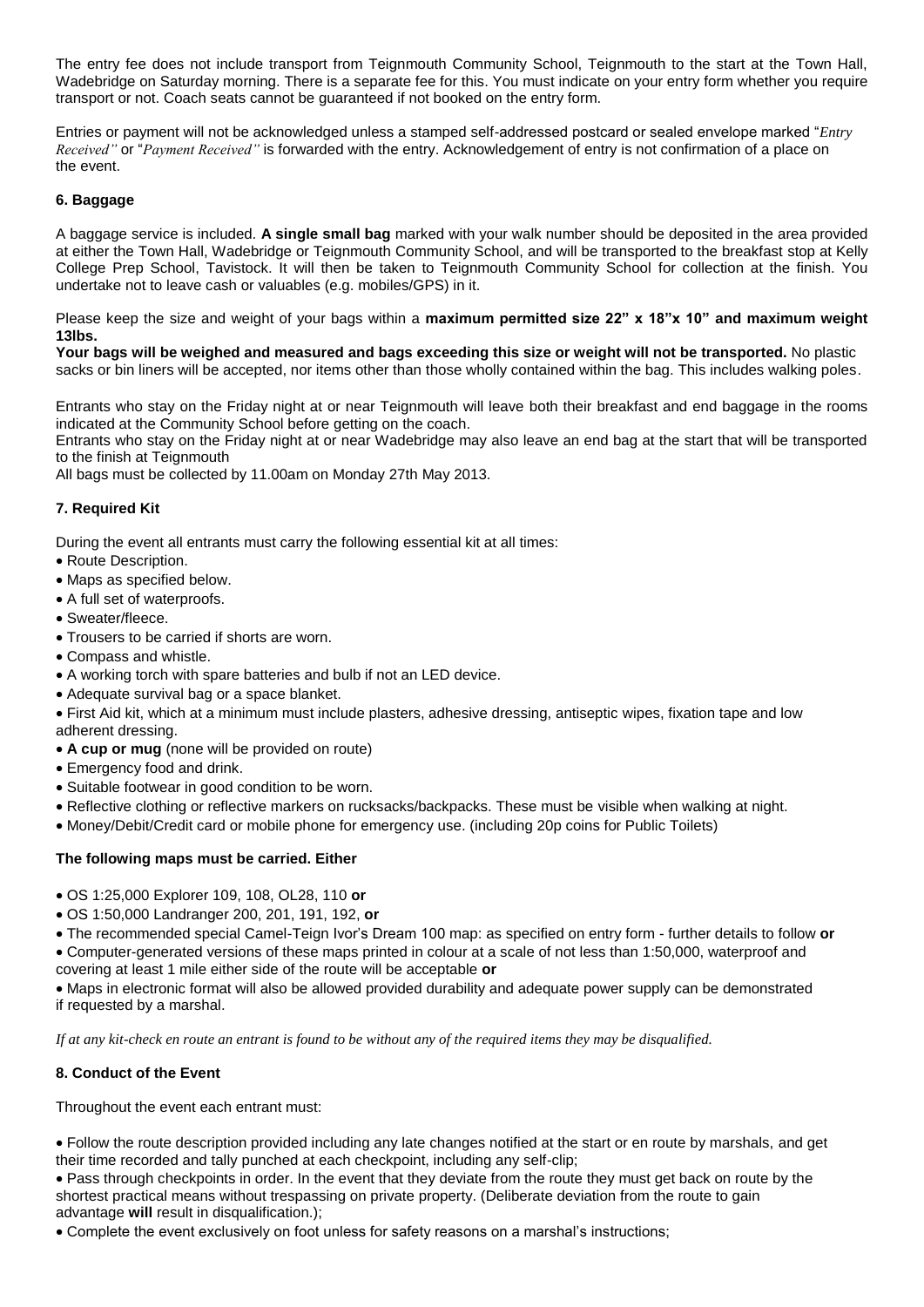The entry fee does not include transport from Teignmouth Community School, Teignmouth to the start at the Town Hall, Wadebridge on Saturday morning. There is a separate fee for this. You must indicate on your entry form whether you require transport or not. Coach seats cannot be guaranteed if not booked on the entry form.

Entries or payment will not be acknowledged unless a stamped self-addressed postcard or sealed envelope marked "*Entry Received"* or "*Payment Received"* is forwarded with the entry. Acknowledgement of entry is not confirmation of a place on the event.

### 6. Baggage

A baggage service is included. **A single small bag** marked with your walk number should be deposited in the area provided at either the Town Hall, Wadebridge or Teignmouth Community School, and will be transported to the breakfast stop at Kelly College Prep School, Tavistock. It will then be taken to Teignmouth Community School for collection at the finish. You undertake not to leave cash or valuables (e.g. mobiles/GPS) in it.

Please keep the size and weight of your bags within a **maximum permitted size 22" x 18"x 10" and maximum weight 13lbs.**

**Your bags will be weighed and measured and bags exceeding this size or weight will not be transported.** No plastic sacks or bin liners will be accepted, nor items other than those wholly contained within the bag. This includes walking poles.

Entrants who stay on the Friday night at or near Teignmouth will leave both their breakfast and end baggage in the rooms indicated at the Community School before getting on the coach.
Entrants who stay on the Friday night at or near Wadebridge may also leave an end bag at the start that will be transported to the finish at Teignmouth
All bags must be collected by 11.00am on Monday 27th May 2013.

### 7. Required Kit

During the event all entrants must carry the following essential kit at all times:

- Route Description.
- Maps as specified below.
- A full set of waterproofs.
- Sweater/fleece.
- Trousers to be carried if shorts are worn.
- Compass and whistle.
- A working torch with spare batteries and bulb if not an LED device.
- Adequate survival bag or a space blanket.
- First Aid kit, which at a minimum must include plasters, adhesive dressing, antiseptic wipes, fixation tape and low adherent dressing.
- **A cup or mug** (none will be provided on route)
- Emergency food and drink.
- Suitable footwear in good condition to be worn.
- Reflective clothing or reflective markers on rucksacks/backpacks. These must be visible when walking at night.
- Money/Debit/Credit card or mobile phone for emergency use. (including 20p coins for Public Toilets)

**The following maps must be carried. Either**

- OS 1:25,000 Explorer 109, 108, OL28, 110 **or**
- OS 1:50,000 Landranger 200, 201, 191, 192, **or**
- The recommended special Camel-Teign Ivor's Dream 100 map: as specified on entry form - further details to follow **or**
- Computer-generated versions of these maps printed in colour at a scale of not less than 1:50,000, waterproof and covering at least 1 mile either side of the route will be acceptable **or**
- Maps in electronic format will also be allowed provided durability and adequate power supply can be demonstrated if requested by a marshal.

*If at any kit-check en route an entrant is found to be without any of the required items they may be disqualified.*

### 8. Conduct of the Event

Throughout the event each entrant must:

- Follow the route description provided including any late changes notified at the start or en route by marshals, and get their time recorded and tally punched at each checkpoint, including any self-clip;
- Pass through checkpoints in order. In the event that they deviate from the route they must get back on route by the shortest practical means without trespassing on private property. (Deliberate deviation from the route to gain advantage **will** result in disqualification.);
- Complete the event exclusively on foot unless for safety reasons on a marshal's instructions;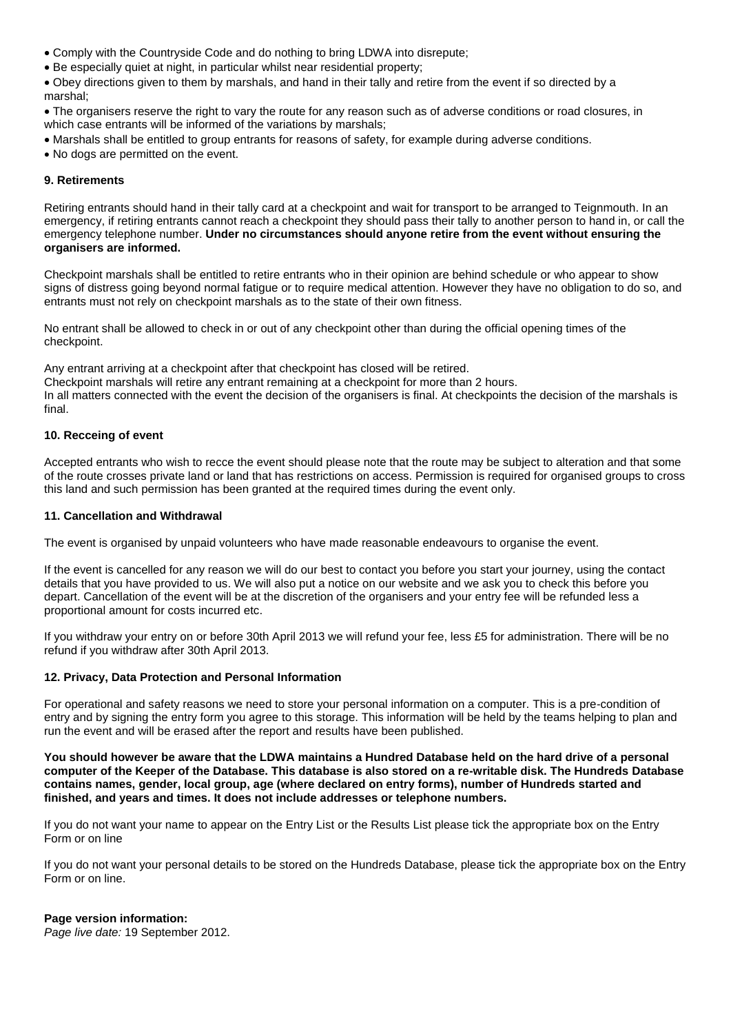- Comply with the Countryside Code and do nothing to bring LDWA into disrepute;
- Be especially quiet at night, in particular whilst near residential property;
- Obey directions given to them by marshals, and hand in their tally and retire from the event if so directed by a marshal;
- The organisers reserve the right to vary the route for any reason such as of adverse conditions or road closures, in which case entrants will be informed of the variations by marshals;
- Marshals shall be entitled to group entrants for reasons of safety, for example during adverse conditions.
- No dogs are permitted on the event.

### 9. Retirements

Retiring entrants should hand in their tally card at a checkpoint and wait for transport to be arranged to Teignmouth. In an emergency, if retiring entrants cannot reach a checkpoint they should pass their tally to another person to hand in, or call the emergency telephone number. **Under no circumstances should anyone retire from the event without ensuring the organisers are informed.**

Checkpoint marshals shall be entitled to retire entrants who in their opinion are behind schedule or who appear to show signs of distress going beyond normal fatigue or to require medical attention. However they have no obligation to do so, and entrants must not rely on checkpoint marshals as to the state of their own fitness.

No entrant shall be allowed to check in or out of any checkpoint other than during the official opening times of the checkpoint.

Any entrant arriving at a checkpoint after that checkpoint has closed will be retired.
Checkpoint marshals will retire any entrant remaining at a checkpoint for more than 2 hours.
In all matters connected with the event the decision of the organisers is final. At checkpoints the decision of the marshals is final.

### 10. Recceing of event

Accepted entrants who wish to recce the event should please note that the route may be subject to alteration and that some of the route crosses private land or land that has restrictions on access. Permission is required for organised groups to cross this land and such permission has been granted at the required times during the event only.

### 11. Cancellation and Withdrawal

The event is organised by unpaid volunteers who have made reasonable endeavours to organise the event.

If the event is cancelled for any reason we will do our best to contact you before you start your journey, using the contact details that you have provided to us. We will also put a notice on our website and we ask you to check this before you depart. Cancellation of the event will be at the discretion of the organisers and your entry fee will be refunded less a proportional amount for costs incurred etc.

If you withdraw your entry on or before 30th April 2013 we will refund your fee, less £5 for administration. There will be no refund if you withdraw after 30th April 2013.

### 12. Privacy, Data Protection and Personal Information

For operational and safety reasons we need to store your personal information on a computer. This is a pre-condition of entry and by signing the entry form you agree to this storage. This information will be held by the teams helping to plan and run the event and will be erased after the report and results have been published.

**You should however be aware that the LDWA maintains a Hundred Database held on the hard drive of a personal computer of the Keeper of the Database. This database is also stored on a re-writable disk. The Hundreds Database contains names, gender, local group, age (where declared on entry forms), number of Hundreds started and finished, and years and times. It does not include addresses or telephone numbers.**

If you do not want your name to appear on the Entry List or the Results List please tick the appropriate box on the Entry Form or on line

If you do not want your personal details to be stored on the Hundreds Database, please tick the appropriate box on the Entry Form or on line.

**Page version information:**
*Page live date:* 19 September 2012.